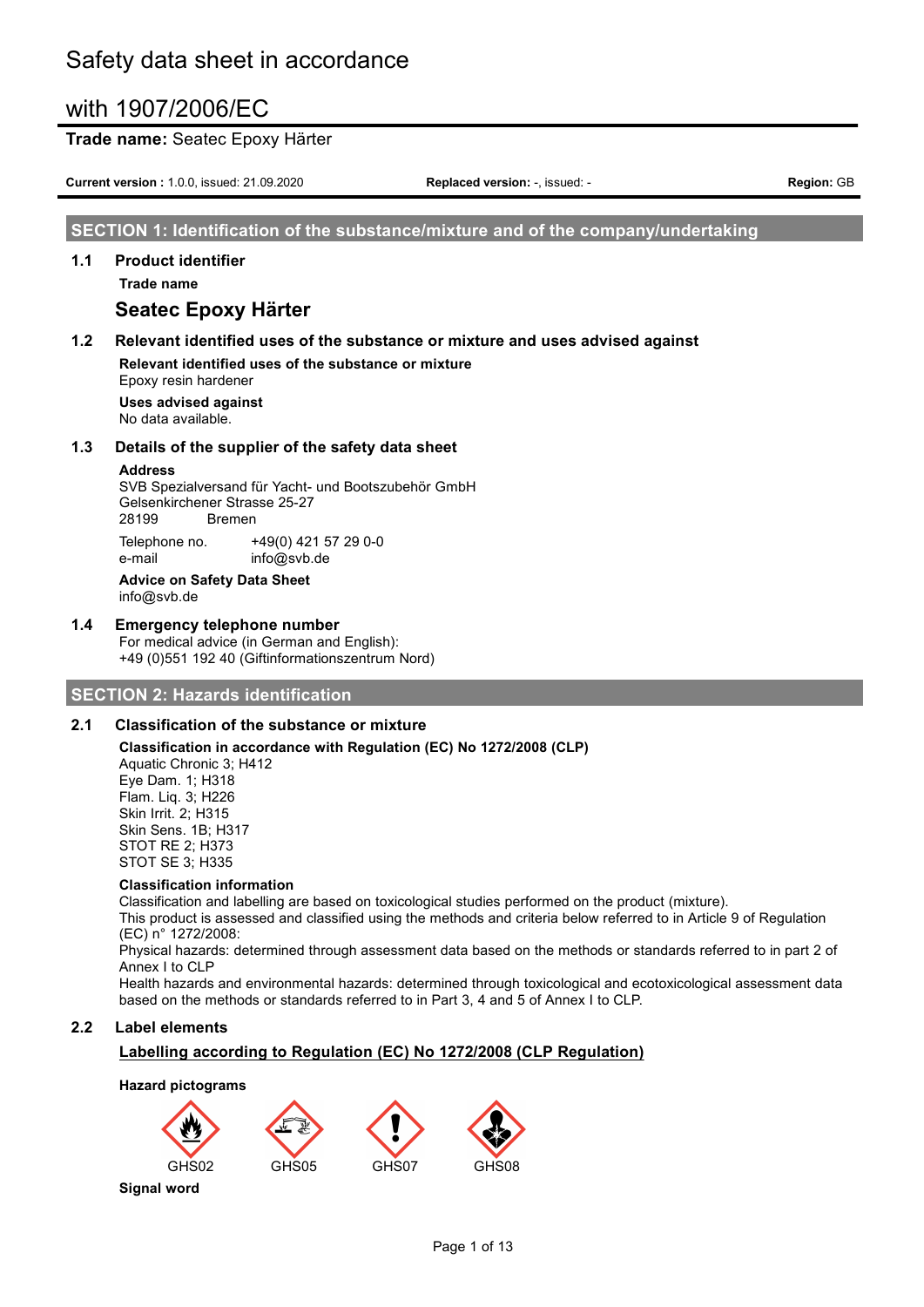# Safety data sheet in accordance with 1907/2006/EC

**Trade name:** Seatec Epoxy Härter

**Current version :** 1.0.0, issued: 21.09.2020 **Replaced version:** -, issued: - **Region:** GB

## SECTION 1: Identification of the substance/mixture and of the company/undertaking

### 1.1 Product identifier

**Trade name**

**Seatec Epoxy Härter**

### 1.2 Relevant identified uses of the substance or mixture and uses advised against

**Relevant identified uses of the substance or mixture**
Epoxy resin hardener

**Uses advised against**
No data available.

### 1.3 Details of the supplier of the safety data sheet

**Address**
SVB Spezialversand für Yacht- und Bootszubehör GmbH
Gelsenkirchener Strasse 25-27
28199 Bremen

Telephone no. +49(0) 421 57 29 0-0
e-mail info@svb.de

**Advice on Safety Data Sheet**
info@svb.de

### 1.4 Emergency telephone number

For medical advice (in German and English):
+49 (0)551 192 40 (Giftinformationszentrum Nord)

## SECTION 2: Hazards identification

### 2.1 Classification of the substance or mixture

**Classification in accordance with Regulation (EC) No 1272/2008 (CLP)**
Aquatic Chronic 3; H412
Eye Dam. 1; H318
Flam. Liq. 3; H226
Skin Irrit. 2; H315
Skin Sens. 1B; H317
STOT RE 2; H373
STOT SE 3; H335

**Classification information**
Classification and labelling are based on toxicological studies performed on the product (mixture).
This product is assessed and classified using the methods and criteria below referred to in Article 9 of Regulation (EC) n° 1272/2008:
Physical hazards: determined through assessment data based on the methods or standards referred to in part 2 of Annex I to CLP
Health hazards and environmental hazards: determined through toxicological and ecotoxicological assessment data based on the methods or standards referred to in Part 3, 4 and 5 of Annex I to CLP.

### 2.2 Label elements

**Labelling according to Regulation (EC) No 1272/2008 (CLP Regulation)**

**Hazard pictograms**

GHS02 GHS05 GHS07 GHS08

**Signal word**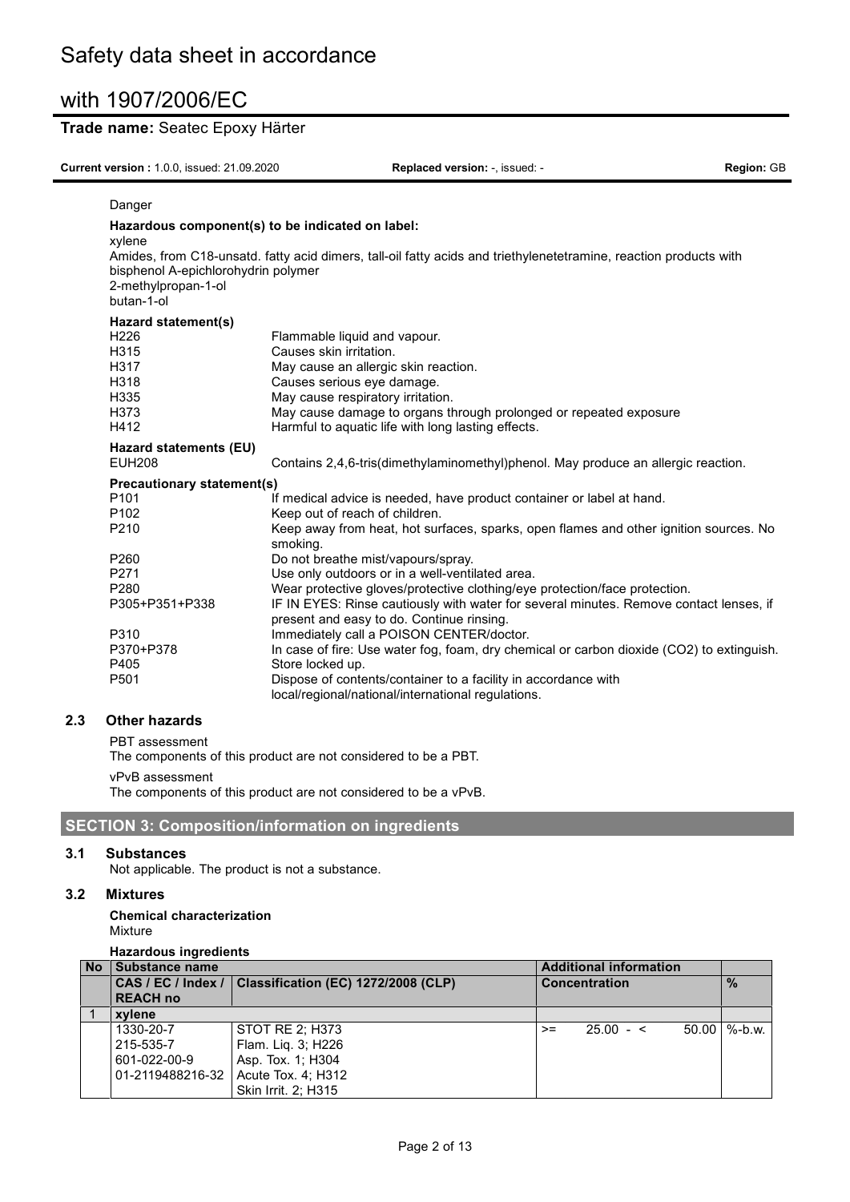Danger

**Hazardous component(s) to be indicated on label:**

xylene
Amides, from C18-unsatd. fatty acid dimers, tall-oil fatty acids and triethylenetetramine, reaction products with bisphenol A-epichlorohydrin polymer
2-methylpropan-1-ol
butan-1-ol

**Hazard statement(s)**

| | |
|---|---|
| H226 | Flammable liquid and vapour. |
| H315 | Causes skin irritation. |
| H317 | May cause an allergic skin reaction. |
| H318 | Causes serious eye damage. |
| H335 | May cause respiratory irritation. |
| H373 | May cause damage to organs through prolonged or repeated exposure |
| H412 | Harmful to aquatic life with long lasting effects. |

**Hazard statements (EU)**

| | |
|---|---|
| EUH208 | Contains 2,4,6-tris(dimethylaminomethyl)phenol. May produce an allergic reaction. |

**Precautionary statement(s)**

| | |
|---|---|
| P101 | If medical advice is needed, have product container or label at hand. |
| P102 | Keep out of reach of children. |
| P210 | Keep away from heat, hot surfaces, sparks, open flames and other ignition sources. No smoking. |
| P260 | Do not breathe mist/vapours/spray. |
| P271 | Use only outdoors or in a well-ventilated area. |
| P280 | Wear protective gloves/protective clothing/eye protection/face protection. |
| P305+P351+P338 | IF IN EYES: Rinse cautiously with water for several minutes. Remove contact lenses, if present and easy to do. Continue rinsing. |
| P310 | Immediately call a POISON CENTER/doctor. |
| P370+P378 | In case of fire: Use water fog, foam, dry chemical or carbon dioxide (CO2) to extinguish. |
| P405 | Store locked up. |
| P501 | Dispose of contents/container to a facility in accordance with local/regional/national/international regulations. |

### 2.3 Other hazards

PBT assessment
The components of this product are not considered to be a PBT.

vPvB assessment
The components of this product are not considered to be a vPvB.

## SECTION 3: Composition/information on ingredients

### 3.1 Substances

Not applicable. The product is not a substance.

### 3.2 Mixtures

**Chemical characterization**
Mixture

**Hazardous ingredients**

| No | Substance name | | Additional information | |
|---|---|---|---|---|
| | CAS / EC / Index / REACH no | Classification (EC) 1272/2008 (CLP) | Concentration | % |
| 1 | **xylene** | | | |
| | 1330-20-7<br>215-535-7<br>601-022-00-9<br>01-2119488216-32 | STOT RE 2; H373<br>Flam. Liq. 3; H226<br>Asp. Tox. 1; H304<br>Acute Tox. 4; H312<br>Skin Irrit. 2; H315 | >= 25.00 - < 50.00 | %-b.w. |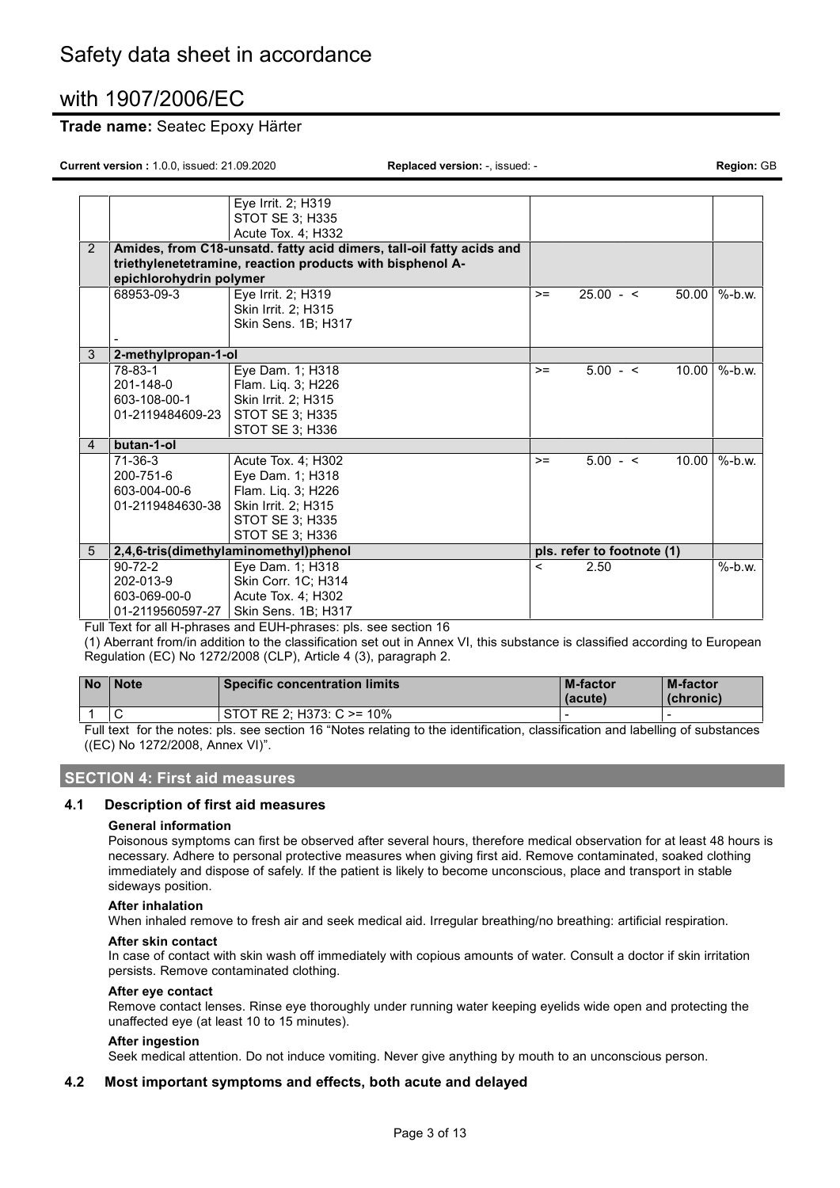|  |  |  |  |  |  |  |
|---|---|---|---|---|---|---|
|  |  | Eye Irrit. 2; H319<br>STOT SE 3; H335<br>Acute Tox. 4; H332 |  |  |  |  |
| 2 | **Amides, from C18-unsatd. fatty acid dimers, tall-oil fatty acids and triethylenetetramine, reaction products with bisphenol A-epichlorohydrin polymer** |  |  |  |  |  |
|  | 68953-09-3<br>- | Eye Irrit. 2; H319<br>Skin Irrit. 2; H315<br>Skin Sens. 1B; H317 | >= | 25.00 - < | 50.00 | %-b.w. |
| 3 | **2-methylpropan-1-ol** |  |  |  |  |  |
|  | 78-83-1<br>201-148-0<br>603-108-00-1<br>01-2119484609-23 | Eye Dam. 1; H318<br>Flam. Liq. 3; H226<br>Skin Irrit. 2; H315<br>STOT SE 3; H335<br>STOT SE 3; H336 | >= | 5.00 - < | 10.00 | %-b.w. |
| 4 | **butan-1-ol** |  |  |  |  |  |
|  | 71-36-3<br>200-751-6<br>603-004-00-6<br>01-2119484630-38 | Acute Tox. 4; H302<br>Eye Dam. 1; H318<br>Flam. Liq. 3; H226<br>Skin Irrit. 2; H315<br>STOT SE 3; H335<br>STOT SE 3; H336 | >= | 5.00 - < | 10.00 | %-b.w. |
| 5 | **2,4,6-tris(dimethylaminomethyl)phenol** |  | **pls. refer to footnote (1)** |  |  |  |
|  | 90-72-2<br>202-013-9<br>603-069-00-0<br>01-2119560597-27 | Eye Dam. 1; H318<br>Skin Corr. 1C; H314<br>Acute Tox. 4; H302<br>Skin Sens. 1B; H317 | < | 2.50 |  | %-b.w. |

Full Text for all H-phrases and EUH-phrases: pls. see section 16

(1) Aberrant from/in addition to the classification set out in Annex VI, this substance is classified according to European Regulation (EC) No 1272/2008 (CLP), Article 4 (3), paragraph 2.

| No | Note | Specific concentration limits | M-factor (acute) | M-factor (chronic) |
|---|---|---|---|---|
| 1 | C | STOT RE 2; H373: C >= 10% | - | - |

Full text for the notes: pls. see section 16 “Notes relating to the identification, classification and labelling of substances ((EC) No 1272/2008, Annex VI)”.

## SECTION 4: First aid measures

### 4.1 Description of first aid measures

**General information**

Poisonous symptoms can first be observed after several hours, therefore medical observation for at least 48 hours is necessary. Adhere to personal protective measures when giving first aid. Remove contaminated, soaked clothing immediately and dispose of safely. If the patient is likely to become unconscious, place and transport in stable sideways position.

**After inhalation**

When inhaled remove to fresh air and seek medical aid. Irregular breathing/no breathing: artificial respiration.

**After skin contact**

In case of contact with skin wash off immediately with copious amounts of water. Consult a doctor if skin irritation persists. Remove contaminated clothing.

**After eye contact**

Remove contact lenses. Rinse eye thoroughly under running water keeping eyelids wide open and protecting the unaffected eye (at least 10 to 15 minutes).

**After ingestion**

Seek medical attention. Do not induce vomiting. Never give anything by mouth to an unconscious person.

### 4.2 Most important symptoms and effects, both acute and delayed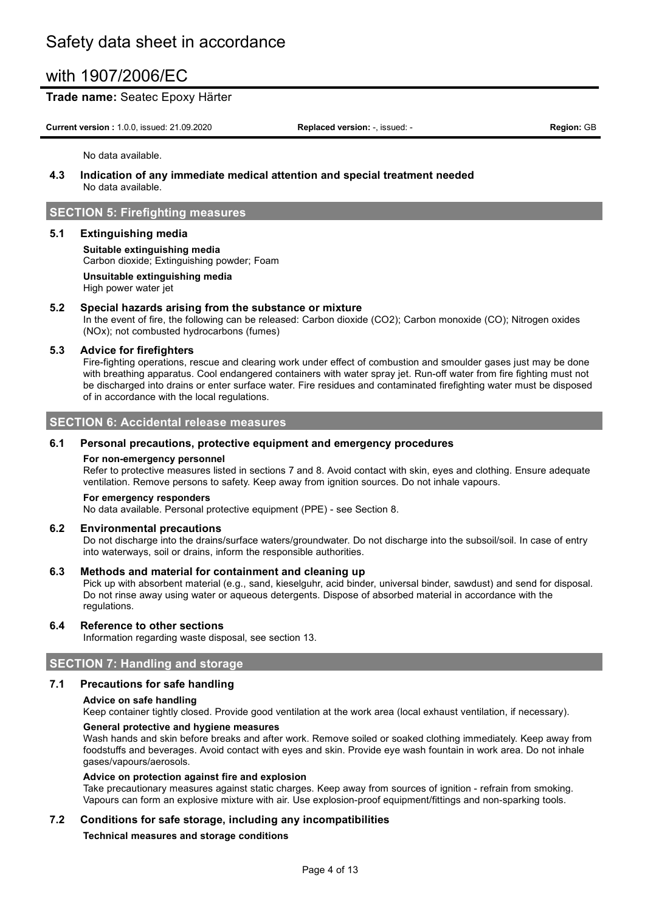No data available.

### 4.3 Indication of any immediate medical attention and special treatment needed

No data available.

## SECTION 5: Firefighting measures

### 5.1 Extinguishing media

**Suitable extinguishing media**

Carbon dioxide; Extinguishing powder; Foam

**Unsuitable extinguishing media**

High power water jet

### 5.2 Special hazards arising from the substance or mixture

In the event of fire, the following can be released: Carbon dioxide ($CO_2$); Carbon monoxide (CO); Nitrogen oxides ($NO_x$); not combusted hydrocarbons (fumes)

### 5.3 Advice for firefighters

Fire-fighting operations, rescue and clearing work under effect of combustion and smoulder gases just may be done with breathing apparatus. Cool endangered containers with water spray jet. Run-off water from fire fighting must not be discharged into drains or enter surface water. Fire residues and contaminated firefighting water must be disposed of in accordance with the local regulations.

## SECTION 6: Accidental release measures

### 6.1 Personal precautions, protective equipment and emergency procedures

**For non-emergency personnel**

Refer to protective measures listed in sections 7 and 8. Avoid contact with skin, eyes and clothing. Ensure adequate ventilation. Remove persons to safety. Keep away from ignition sources. Do not inhale vapours.

**For emergency responders**

No data available. Personal protective equipment (PPE) - see Section 8.

### 6.2 Environmental precautions

Do not discharge into the drains/surface waters/groundwater. Do not discharge into the subsoil/soil. In case of entry into waterways, soil or drains, inform the responsible authorities.

### 6.3 Methods and material for containment and cleaning up

Pick up with absorbent material (e.g., sand, kieselguhr, acid binder, universal binder, sawdust) and send for disposal. Do not rinse away using water or aqueous detergents. Dispose of absorbed material in accordance with the regulations.

### 6.4 Reference to other sections

Information regarding waste disposal, see section 13.

## SECTION 7: Handling and storage

### 7.1 Precautions for safe handling

**Advice on safe handling**

Keep container tightly closed. Provide good ventilation at the work area (local exhaust ventilation, if necessary).

**General protective and hygiene measures**

Wash hands and skin before breaks and after work. Remove soiled or soaked clothing immediately. Keep away from foodstuffs and beverages. Avoid contact with eyes and skin. Provide eye wash fountain in work area. Do not inhale gases/vapours/aerosols.

**Advice on protection against fire and explosion**

Take precautionary measures against static charges. Keep away from sources of ignition - refrain from smoking. Vapours can form an explosive mixture with air. Use explosion-proof equipment/fittings and non-sparking tools.

### 7.2 Conditions for safe storage, including any incompatibilities

**Technical measures and storage conditions**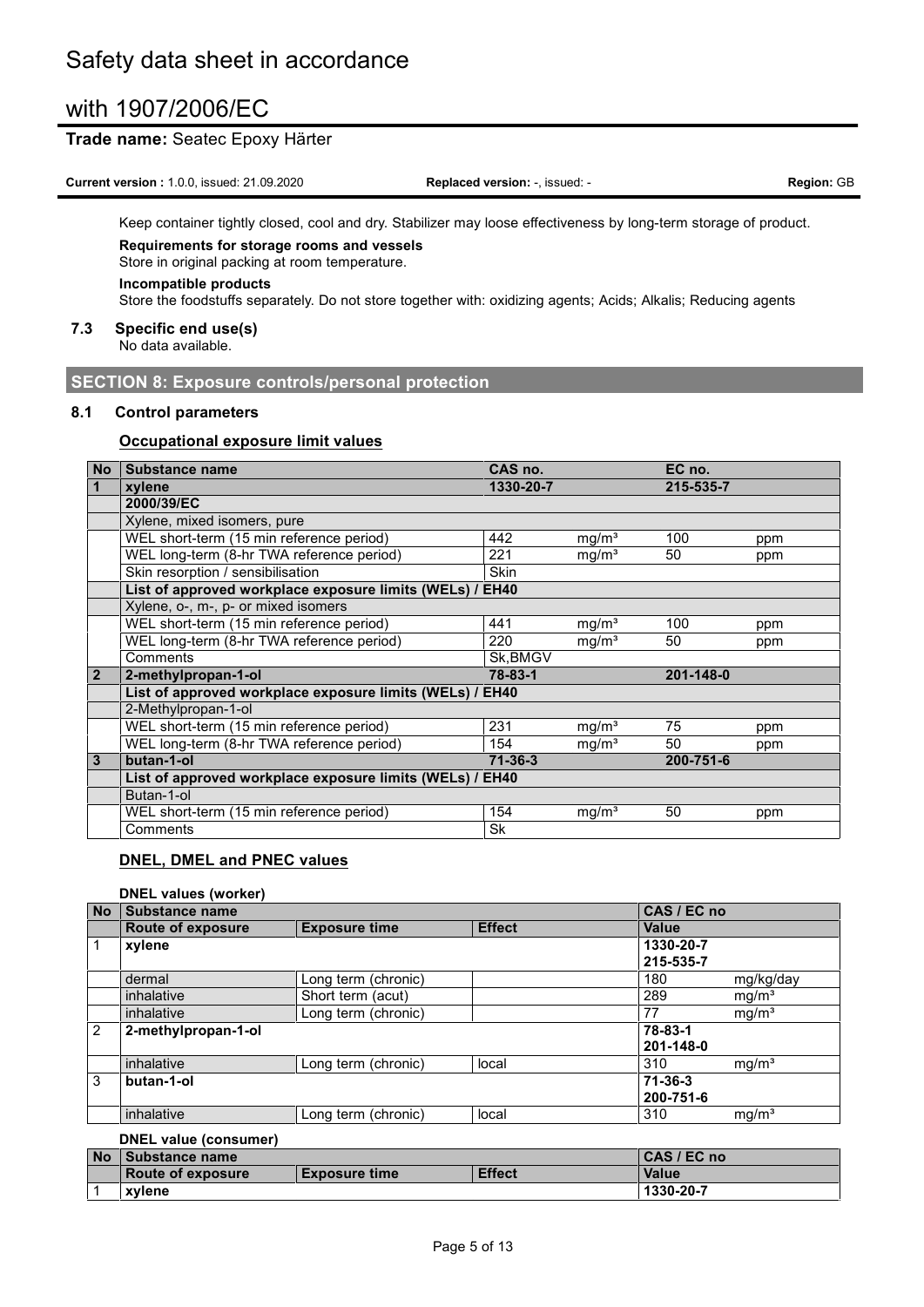Keep container tightly closed, cool and dry. Stabilizer may loose effectiveness by long-term storage of product.

**Requirements for storage rooms and vessels**

Store in original packing at room temperature.

**Incompatible products**

Store the foodstuffs separately. Do not store together with: oxidizing agents; Acids; Alkalis; Reducing agents

### 7.3 Specific end use(s)

No data available.

## SECTION 8: Exposure controls/personal protection

### 8.1 Control parameters

**Occupational exposure limit values**

| No | Substance name | CAS no. | | EC no. | |
|---|---|---|---|---|---|
| 1 | **xylene** | **1330-20-7** | | **215-535-7** | |
| | **2000/39/EC** | | | | |
| | Xylene, mixed isomers, pure | | | | |
| | WEL short-term (15 min reference period) | 442 | mg/m³ | 100 | ppm |
| | WEL long-term (8-hr TWA reference period) | 221 | mg/m³ | 50 | ppm |
| | Skin resorption / sensibilisation | Skin | | | |
| | **List of approved workplace exposure limits (WELs) / EH40** | | | | |
| | Xylene, o-, m-, p- or mixed isomers | | | | |
| | WEL short-term (15 min reference period) | 441 | mg/m³ | 100 | ppm |
| | WEL long-term (8-hr TWA reference period) | 220 | mg/m³ | 50 | ppm |
| | Comments | Sk,BMGV | | | |
| 2 | **2-methylpropan-1-ol** | **78-83-1** | | **201-148-0** | |
| | **List of approved workplace exposure limits (WELs) / EH40** | | | | |
| | 2-Methylpropan-1-ol | | | | |
| | WEL short-term (15 min reference period) | 231 | mg/m³ | 75 | ppm |
| | WEL long-term (8-hr TWA reference period) | 154 | mg/m³ | 50 | ppm |
| 3 | **butan-1-ol** | **71-36-3** | | **200-751-6** | |
| | **List of approved workplace exposure limits (WELs) / EH40** | | | | |
| | Butan-1-ol | | | | |
| | WEL short-term (15 min reference period) | 154 | mg/m³ | 50 | ppm |
| | Comments | Sk | | | |

**DNEL, DMEL and PNEC values**

**DNEL values (worker)**

| No | Substance name | | | CAS / EC no | |
|---|---|---|---|---|---|
| | **Route of exposure** | **Exposure time** | **Effect** | **Value** | |
| 1 | **xylene** | | | **1330-20-7**<br>**215-535-7** | |
| | dermal | Long term (chronic) | | 180 | mg/kg/day |
| | inhalative | Short term (acut) | | 289 | mg/m³ |
| | inhalative | Long term (chronic) | | 77 | mg/m³ |
| 2 | **2-methylpropan-1-ol** | | | **78-83-1**<br>**201-148-0** | |
| | inhalative | Long term (chronic) | local | 310 | mg/m³ |
| 3 | **butan-1-ol** | | | **71-36-3**<br>**200-751-6** | |
| | inhalative | Long term (chronic) | local | 310 | mg/m³ |

**DNEL value (consumer)**

| No | Substance name | | | CAS / EC no |
|---|---|---|---|---|
| | **Route of exposure** | **Exposure time** | **Effect** | **Value** |
| 1 | **xylene** | | | **1330-20-7** |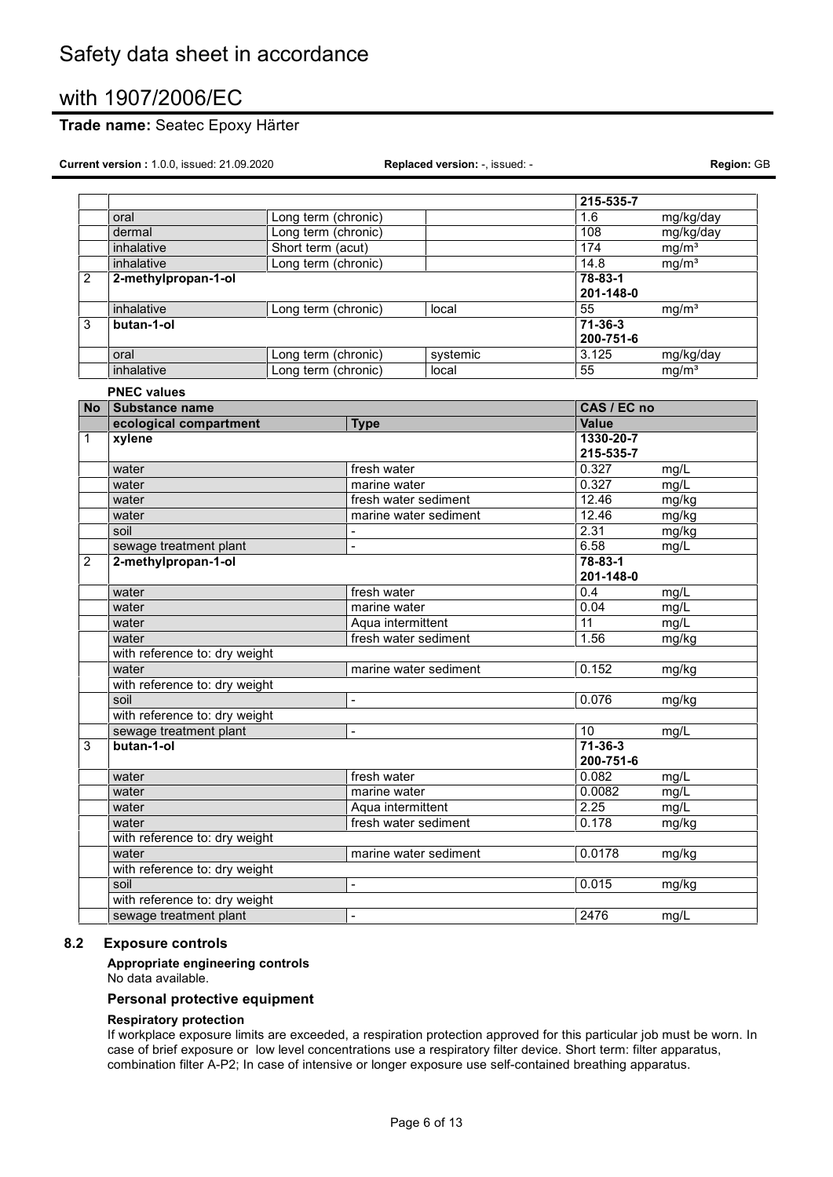| | | | | | |
|---|---|---|---|---|---|
| | | | | 215-535-7 | |
| | oral | Long term (chronic) | | 1.6 | mg/kg/day |
| | dermal | Long term (chronic) | | 108 | mg/kg/day |
| | inhalative | Short term (acut) | | 174 | mg/m³ |
| | inhalative | Long term (chronic) | | 14.8 | mg/m³ |
| 2 | **2-methylpropan-1-ol** | | | **78-83-1**<br>**201-148-0** | |
| | inhalative | Long term (chronic) | local | 55 | mg/m³ |
| 3 | **butan-1-ol** | | | **71-36-3**<br>**200-751-6** | |
| | oral | Long term (chronic) | systemic | 3.125 | mg/kg/day |
| | inhalative | Long term (chronic) | local | 55 | mg/m³ |

**PNEC values**

| No | Substance name | | CAS / EC no | |
|---|---|---|---|---|
| | **ecological compartment** | **Type** | **Value** | |
| 1 | **xylene** | | **1330-20-7**<br>**215-535-7** | |
| | water | fresh water | 0.327 | mg/L |
| | water | marine water | 0.327 | mg/L |
| | water | fresh water sediment | 12.46 | mg/kg |
| | water | marine water sediment | 12.46 | mg/kg |
| | soil | - | 2.31 | mg/kg |
| | sewage treatment plant | - | 6.58 | mg/L |
| 2 | **2-methylpropan-1-ol** | | **78-83-1**<br>**201-148-0** | |
| | water | fresh water | 0.4 | mg/L |
| | water | marine water | 0.04 | mg/L |
| | water | Aqua intermittent | 11 | mg/L |
| | water | fresh water sediment | 1.56 | mg/kg |
| | with reference to: dry weight | | | |
| | water | marine water sediment | 0.152 | mg/kg |
| | with reference to: dry weight | | | |
| | soil | - | 0.076 | mg/kg |
| | with reference to: dry weight | | | |
| | sewage treatment plant | - | 10 | mg/L |
| 3 | **butan-1-ol** | | **71-36-3**<br>**200-751-6** | |
| | water | fresh water | 0.082 | mg/L |
| | water | marine water | 0.0082 | mg/L |
| | water | Aqua intermittent | 2.25 | mg/L |
| | water | fresh water sediment | 0.178 | mg/kg |
| | with reference to: dry weight | | | |
| | water | marine water sediment | 0.0178 | mg/kg |
| | with reference to: dry weight | | | |
| | soil | - | 0.015 | mg/kg |
| | with reference to: dry weight | | | |
| | sewage treatment plant | - | 2476 | mg/L |

## 8.2 Exposure controls

**Appropriate engineering controls**

No data available.

### Personal protective equipment

**Respiratory protection**

If workplace exposure limits are exceeded, a respiration protection approved for this particular job must be worn. In case of brief exposure or low level concentrations use a respiratory filter device. Short term: filter apparatus, combination filter A-P2; In case of intensive or longer exposure use self-contained breathing apparatus.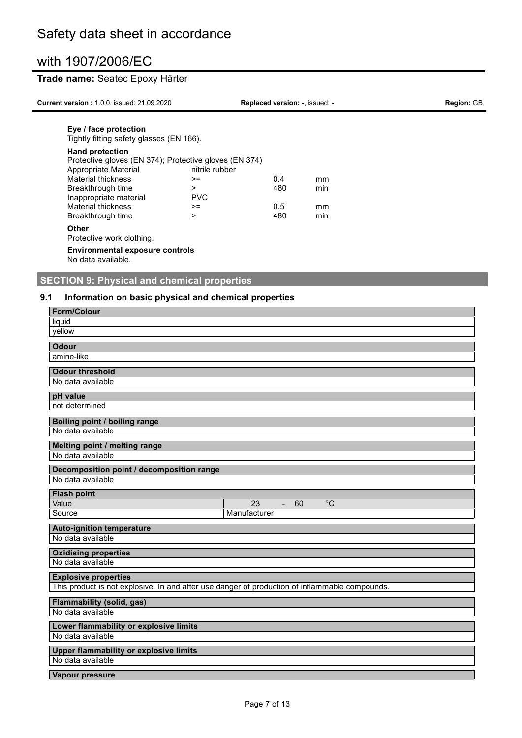**Eye / face protection**

Tightly fitting safety glasses (EN 166).

**Hand protection**

Protective gloves (EN 374); Protective gloves (EN 374)

| | | | |
|---|---|---|---|
| Appropriate Material | nitrile rubber | | |
| Material thickness | >= | 0.4 | mm |
| Breakthrough time | > | 480 | min |
| Inappropriate material | PVC | | |
| Material thickness | >= | 0.5 | mm |
| Breakthrough time | > | 480 | min |

**Other**

Protective work clothing.

**Environmental exposure controls**

No data available.

## SECTION 9: Physical and chemical properties

### 9.1 Information on basic physical and chemical properties

**Form/Colour**

liquid

yellow

**Odour**

amine-like

**Odour threshold**

No data available

**pH value**

not determined

**Boiling point / boiling range**

No data available

**Melting point / melting range**

No data available

**Decomposition point / decomposition range**

No data available

**Flash point**

| | |
|---|---|
| Value | 23 - 60 °C |
| Source | Manufacturer |

**Auto-ignition temperature**

No data available

**Oxidising properties**

No data available

**Explosive properties**

This product is not explosive. In and after use danger of production of inflammable compounds.

**Flammability (solid, gas)**

No data available

**Lower flammability or explosive limits**

No data available

**Upper flammability or explosive limits**

No data available

**Vapour pressure**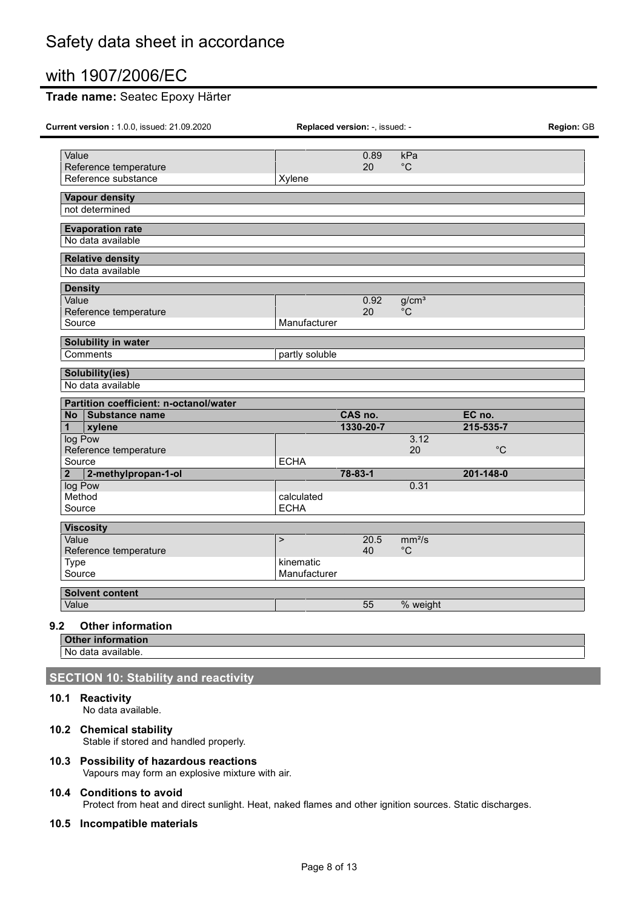| | | | |
|---|---|---|---|
| Value | | 0.89 | kPa |
| Reference temperature | | 20 | °C |
| Reference substance | Xylene | | |

| Vapour density |
|---|
| not determined |

| Evaporation rate |
|---|
| No data available |

| Relative density |
|---|
| No data available |

| Density | | | |
|---|---|---|---|
| Value | | 0.92 | g/cm³ |
| Reference temperature | | 20 | °C |
| Source | Manufacturer | | |

| Solubility in water | |
|---|---|
| Comments | partly soluble |

| Solubility(ies) |
|---|
| No data available |

| Partition coefficient: n-octanol/water | | | | |
|---|---|---|---|---|
| **No** | **Substance name** | **CAS no.** | | **EC no.** |
| **1** | **xylene** | **1330-20-7** | | **215-535-7** |
| log Pow | | | 3.12 | |
| Reference temperature | | | 20 | °C |
| Source | ECHA | | | |
| **2** | **2-methylpropan-1-ol** | **78-83-1** | | **201-148-0** |
| log Pow | | | 0.31 | |
| Method | calculated | | | |
| Source | ECHA | | | |

| Viscosity | | | |
|---|---|---|---|
| Value | > | 20.5 | mm²/s |
| Reference temperature | | 40 | °C |
| Type | kinematic | | |
| Source | Manufacturer | | |

| Solvent content | | | |
|---|---|---|---|
| Value | | 55 | % weight |

### 9.2 Other information

| Other information |
|---|
| No data available. |

## SECTION 10: Stability and reactivity

### 10.1 Reactivity

No data available.

### 10.2 Chemical stability

Stable if stored and handled properly.

### 10.3 Possibility of hazardous reactions

Vapours may form an explosive mixture with air.

### 10.4 Conditions to avoid

Protect from heat and direct sunlight. Heat, naked flames and other ignition sources. Static discharges.

### 10.5 Incompatible materials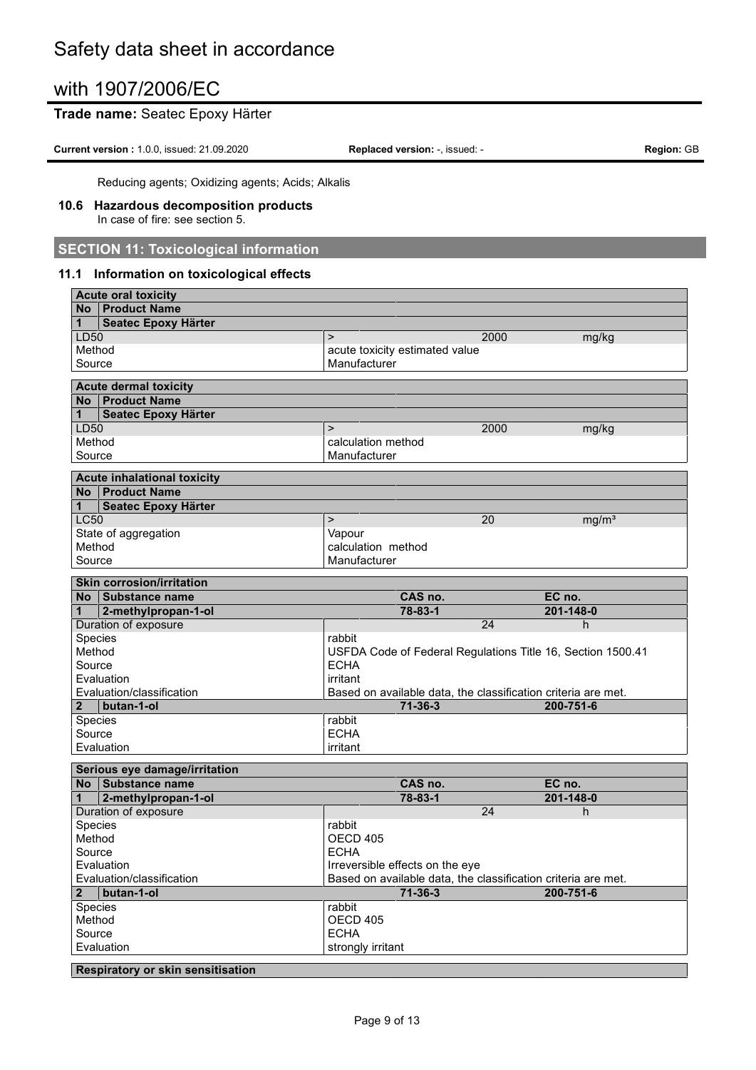Reducing agents; Oxidizing agents; Acids; Alkalis

### 10.6 Hazardous decomposition products

In case of fire: see section 5.

## SECTION 11: Toxicological information

### 11.1 Information on toxicological effects

| Acute oral toxicity | | | |
|---|---|---|---|
| **No** **Product Name** | | | |
| **1** **Seatec Epoxy Härter** | | | |
| LD50 | > | 2000 | mg/kg |
| Method | acute toxicity estimated value | | |
| Source | Manufacturer | | |

| Acute dermal toxicity | | | |
|---|---|---|---|
| **No** **Product Name** | | | |
| **1** **Seatec Epoxy Härter** | | | |
| LD50 | > | 2000 | mg/kg |
| Method | calculation method | | |
| Source | Manufacturer | | |

| Acute inhalational toxicity | | | |
|---|---|---|---|
| **No** **Product Name** | | | |
| **1** **Seatec Epoxy Härter** | | | |
| LC50 | > | 20 | mg/m³ |
| State of aggregation | Vapour | | |
| Method | calculation method | | |
| Source | Manufacturer | | |

| Skin corrosion/irritation | | | |
|---|---|---|---|
| **No** **Substance name** | **CAS no.** | | **EC no.** |
| **1** **2-methylpropan-1-ol** | **78-83-1** | | **201-148-0** |
| Duration of exposure | | 24 | h |
| Species | rabbit | | |
| Method | USFDA Code of Federal Regulations Title 16, Section 1500.41 | | |
| Source | ECHA | | |
| Evaluation | irritant | | |
| Evaluation/classification | Based on available data, the classification criteria are met. | | |
| **2** **butan-1-ol** | **71-36-3** | | **200-751-6** |
| Species | rabbit | | |
| Source | ECHA | | |
| Evaluation | irritant | | |

| Serious eye damage/irritation | | | |
|---|---|---|---|
| **No** **Substance name** | **CAS no.** | | **EC no.** |
| **1** **2-methylpropan-1-ol** | **78-83-1** | | **201-148-0** |
| Duration of exposure | | 24 | h |
| Species | rabbit | | |
| Method | OECD 405 | | |
| Source | ECHA | | |
| Evaluation | Irreversible effects on the eye | | |
| Evaluation/classification | Based on available data, the classification criteria are met. | | |
| **2** **butan-1-ol** | **71-36-3** | | **200-751-6** |
| Species | rabbit | | |
| Method | OECD 405 | | |
| Source | ECHA | | |
| Evaluation | strongly irritant | | |

**Respiratory or skin sensitisation**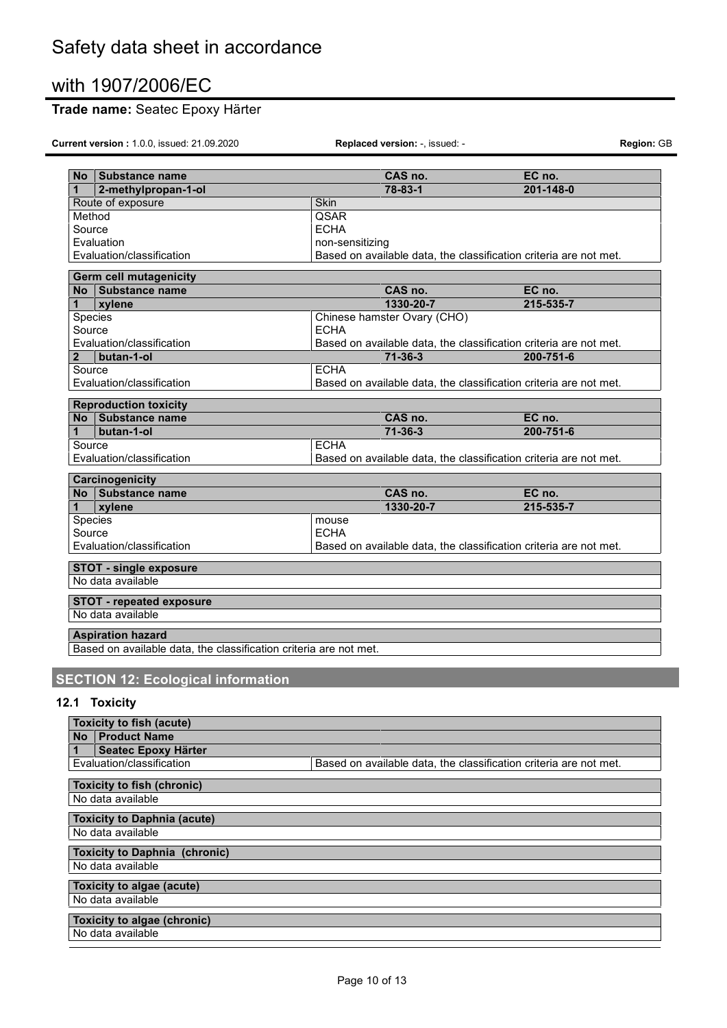| No | Substance name | CAS no. | EC no. |
| --- | --- | --- | --- |
| 1 | 2-methylpropan-1-ol | 78-83-1 | 201-148-0 |
| Route of exposure | | Skin | |
| Method | | QSAR | |
| Source | | ECHA | |
| Evaluation | | non-sensitizing | |
| Evaluation/classification | | Based on available data, the classification criteria are not met. | |

**Germ cell mutagenicity**

| No | Substance name | CAS no. | EC no. |
| --- | --- | --- | --- |
| 1 | xylene | 1330-20-7 | 215-535-7 |
| Species | | Chinese hamster Ovary (CHO) | |
| Source | | ECHA | |
| Evaluation/classification | | Based on available data, the classification criteria are not met. | |
| 2 | butan-1-ol | 71-36-3 | 200-751-6 |
| Source | | ECHA | |
| Evaluation/classification | | Based on available data, the classification criteria are not met. | |

**Reproduction toxicity**

| No | Substance name | CAS no. | EC no. |
| --- | --- | --- | --- |
| 1 | butan-1-ol | 71-36-3 | 200-751-6 |
| Source | | ECHA | |
| Evaluation/classification | | Based on available data, the classification criteria are not met. | |

**Carcinogenicity**

| No | Substance name | CAS no. | EC no. |
| --- | --- | --- | --- |
| 1 | xylene | 1330-20-7 | 215-535-7 |
| Species | | mouse | |
| Source | | ECHA | |
| Evaluation/classification | | Based on available data, the classification criteria are not met. | |

**STOT - single exposure**

No data available

**STOT - repeated exposure**

No data available

**Aspiration hazard**

Based on available data, the classification criteria are not met.

## SECTION 12: Ecological information

### 12.1 Toxicity

**Toxicity to fish (acute)**

| No | Product Name | |
| --- | --- | --- |
| 1 | Seatec Epoxy Härter | |
| Evaluation/classification | | Based on available data, the classification criteria are not met. |

**Toxicity to fish (chronic)**

No data available

**Toxicity to Daphnia (acute)**

No data available

**Toxicity to Daphnia (chronic)**

No data available

**Toxicity to algae (acute)**

No data available

**Toxicity to algae (chronic)**

No data available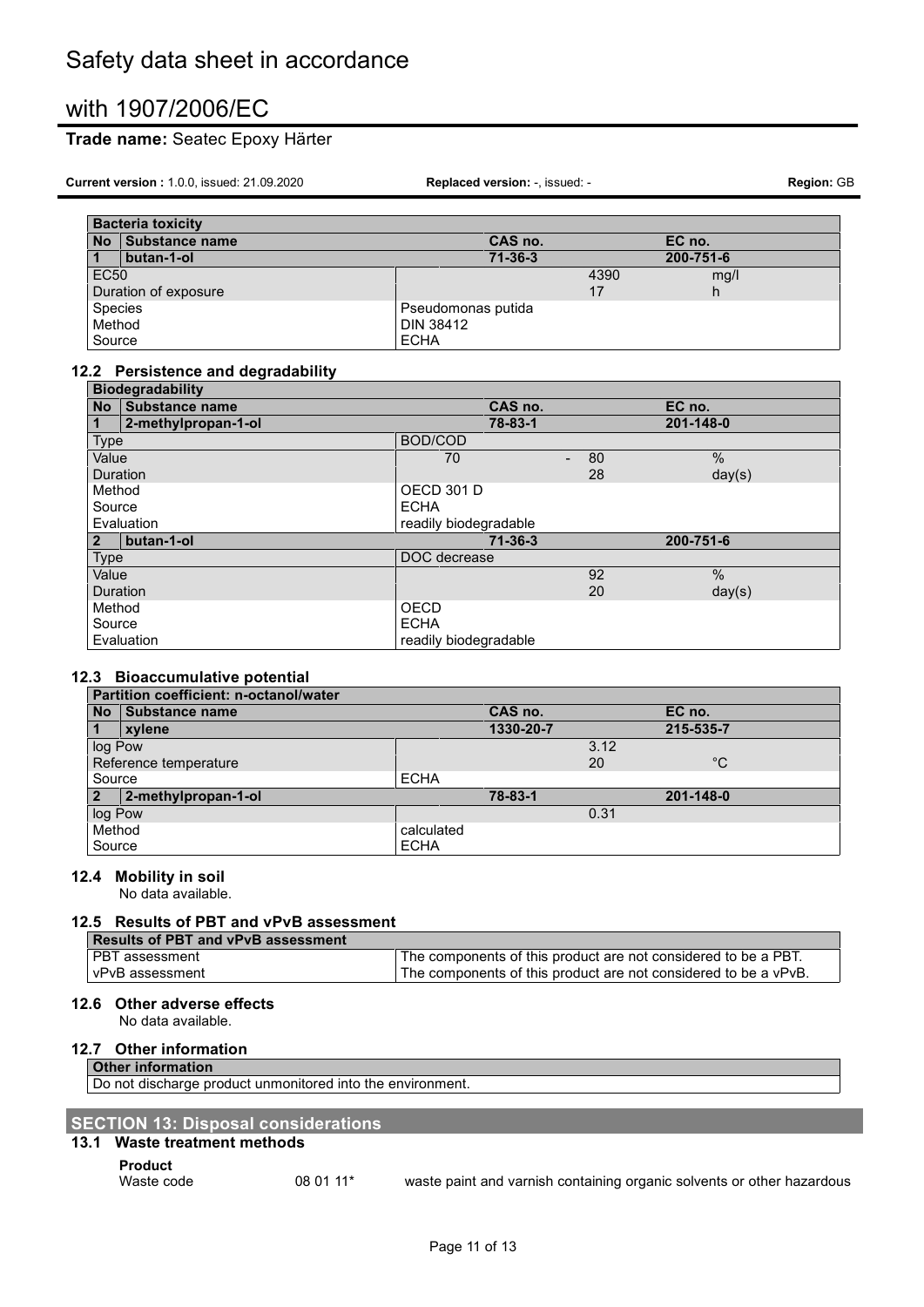| Bacteria toxicity | | | | |
|---|---|---|---|---|
| No | Substance name | CAS no. | | EC no. |
| 1 | butan-1-ol | 71-36-3 | | 200-751-6 |
| EC50 | | | 4390 | mg/l |
| Duration of exposure | | | 17 | h |
| Species | | Pseudomonas putida | | |
| Method | | DIN 38412 | | |
| Source | | ECHA | | |

### 12.2 Persistence and degradability

| Biodegradability | | | | |
|---|---|---|---|---|
| No | Substance name | CAS no. | | EC no. |
| 1 | 2-methylpropan-1-ol | 78-83-1 | | 201-148-0 |
| Type | | BOD/COD | | |
| Value | | 70 | - 80 | % |
| Duration | | | 28 | day(s) |
| Method | | OECD 301 D | | |
| Source | | ECHA | | |
| Evaluation | | readily biodegradable | | |
| 2 | butan-1-ol | 71-36-3 | | 200-751-6 |
| Type | | DOC decrease | | |
| Value | | | 92 | % |
| Duration | | | 20 | day(s) |
| Method | | OECD | | |
| Source | | ECHA | | |
| Evaluation | | readily biodegradable | | |

### 12.3 Bioaccumulative potential

| Partition coefficient: n-octanol/water | | | | |
|---|---|---|---|---|
| No | Substance name | CAS no. | | EC no. |
| 1 | xylene | 1330-20-7 | | 215-535-7 |
| log Pow | | | 3.12 | |
| Reference temperature | | | 20 | °C |
| Source | | ECHA | | |
| 2 | 2-methylpropan-1-ol | 78-83-1 | | 201-148-0 |
| log Pow | | | 0.31 | |
| Method | | calculated | | |
| Source | | ECHA | | |

### 12.4 Mobility in soil

No data available.

### 12.5 Results of PBT and vPvB assessment

| Results of PBT and vPvB assessment | |
|---|---|
| PBT assessment | The components of this product are not considered to be a PBT. |
| vPvB assessment | The components of this product are not considered to be a vPvB. |

### 12.6 Other adverse effects

No data available.

### 12.7 Other information

| Other information |
|---|
| Do not discharge product unmonitored into the environment. |

## SECTION 13: Disposal considerations

### 13.1 Waste treatment methods

**Product**

Waste code 08 01 11* waste paint and varnish containing organic solvents or other hazardous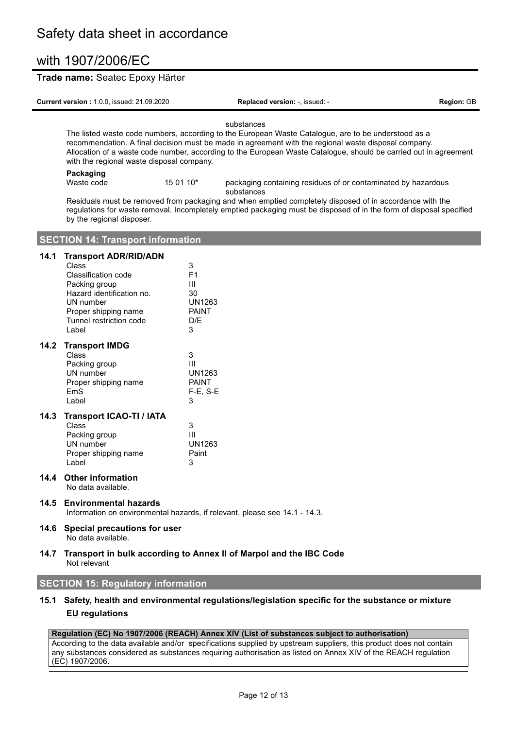substances

The listed waste code numbers, according to the European Waste Catalogue, are to be understood as a recommendation. A final decision must be made in agreement with the regional waste disposal company. Allocation of a waste code number, according to the European Waste Catalogue, should be carried out in agreement with the regional waste disposal company.

**Packaging**

| | | |
|---|---|---|
| Waste code | 15 01 10* | packaging containing residues of or contaminated by hazardous substances |

Residuals must be removed from packaging and when emptied completely disposed of in accordance with the regulations for waste removal. Incompletely emptied packaging must be disposed of in the form of disposal specified by the regional disposer.

## SECTION 14: Transport information

### 14.1 Transport ADR/RID/ADN

| | |
|---|---|
| Class | 3 |
| Classification code | F1 |
| Packing group | III |
| Hazard identification no. | 30 |
| UN number | UN1263 |
| Proper shipping name | PAINT |
| Tunnel restriction code | D/E |
| Label | 3 |

### 14.2 Transport IMDG

| | |
|---|---|
| Class | 3 |
| Packing group | III |
| UN number | UN1263 |
| Proper shipping name | PAINT |
| EmS | F-E, S-E |
| Label | 3 |

### 14.3 Transport ICAO-TI / IATA

| | |
|---|---|
| Class | 3 |
| Packing group | III |
| UN number | UN1263 |
| Proper shipping name | Paint |
| Label | 3 |

### 14.4 Other information

No data available.

### 14.5 Environmental hazards

Information on environmental hazards, if relevant, please see 14.1 - 14.3.

### 14.6 Special precautions for user

No data available.

### 14.7 Transport in bulk according to Annex II of Marpol and the IBC Code

Not relevant

## SECTION 15: Regulatory information

### 15.1 Safety, health and environmental regulations/legislation specific for the substance or mixture

**EU regulations**

**Regulation (EC) No 1907/2006 (REACH) Annex XIV (List of substances subject to authorisation)**

According to the data available and/or specifications supplied by upstream suppliers, this product does not contain any substances considered as substances requiring authorisation as listed on Annex XIV of the REACH regulation (EC) 1907/2006.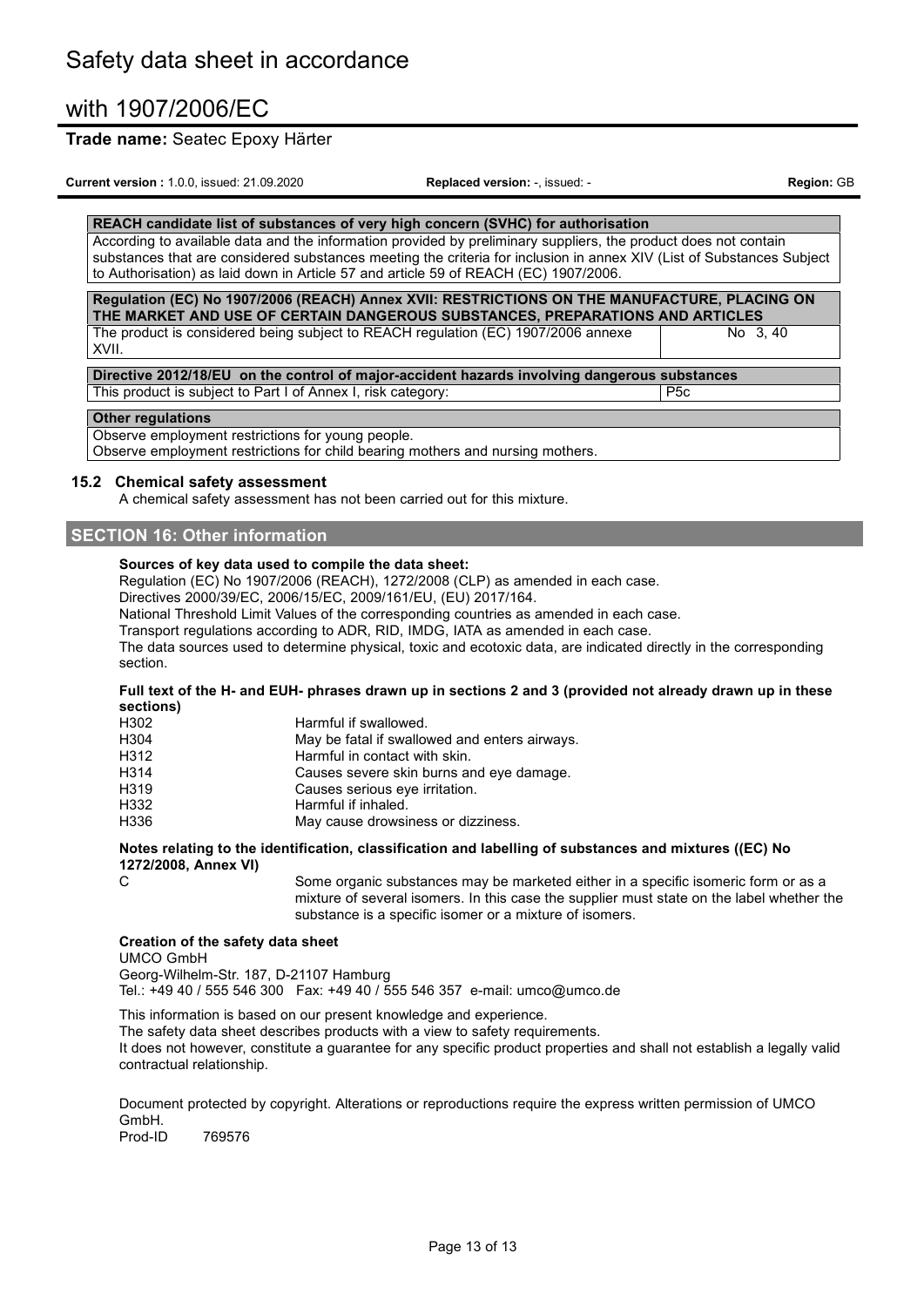| REACH candidate list of substances of very high concern (SVHC) for authorisation |
|---|
| According to available data and the information provided by preliminary suppliers, the product does not contain substances that are considered substances meeting the criteria for inclusion in annex XIV (List of Substances Subject to Authorisation) as laid down in Article 57 and article 59 of REACH (EC) 1907/2006. |

| Regulation (EC) No 1907/2006 (REACH) Annex XVII: RESTRICTIONS ON THE MANUFACTURE, PLACING ON THE MARKET AND USE OF CERTAIN DANGEROUS SUBSTANCES, PREPARATIONS AND ARTICLES | |
|---|---|
| The product is considered being subject to REACH regulation (EC) 1907/2006 annexe XVII. | No 3, 40 |

| Directive 2012/18/EU on the control of major-accident hazards involving dangerous substances | |
|---|---|
| This product is subject to Part I of Annex I, risk category: | P5c |

| Other regulations |
|---|
| Observe employment restrictions for young people.<br>Observe employment restrictions for child bearing mothers and nursing mothers. |

### 15.2 Chemical safety assessment

A chemical safety assessment has not been carried out for this mixture.

## SECTION 16: Other information

**Sources of key data used to compile the data sheet:**

Regulation (EC) No 1907/2006 (REACH), 1272/2008 (CLP) as amended in each case.
Directives 2000/39/EC, 2006/15/EC, 2009/161/EU, (EU) 2017/164.
National Threshold Limit Values of the corresponding countries as amended in each case.
Transport regulations according to ADR, RID, IMDG, IATA as amended in each case.
The data sources used to determine physical, toxic and ecotoxic data, are indicated directly in the corresponding section.

**Full text of the H- and EUH- phrases drawn up in sections 2 and 3 (provided not already drawn up in these sections)**

| | |
|---|---|
| H302 | Harmful if swallowed. |
| H304 | May be fatal if swallowed and enters airways. |
| H312 | Harmful in contact with skin. |
| H314 | Causes severe skin burns and eye damage. |
| H319 | Causes serious eye irritation. |
| H332 | Harmful if inhaled. |
| H336 | May cause drowsiness or dizziness. |

**Notes relating to the identification, classification and labelling of substances and mixtures ((EC) No 1272/2008, Annex VI)**

| | |
|---|---|
| C | Some organic substances may be marketed either in a specific isomeric form or as a mixture of several isomers. In this case the supplier must state on the label whether the substance is a specific isomer or a mixture of isomers. |

**Creation of the safety data sheet**

UMCO GmbH
Georg-Wilhelm-Str. 187, D-21107 Hamburg
Tel.: +49 40 / 555 546 300 Fax: +49 40 / 555 546 357 e-mail: umco@umco.de

This information is based on our present knowledge and experience.
The safety data sheet describes products with a view to safety requirements.
It does not however, constitute a guarantee for any specific product properties and shall not establish a legally valid contractual relationship.

Document protected by copyright. Alterations or reproductions require the express written permission of UMCO GmbH.
Prod-ID 769576